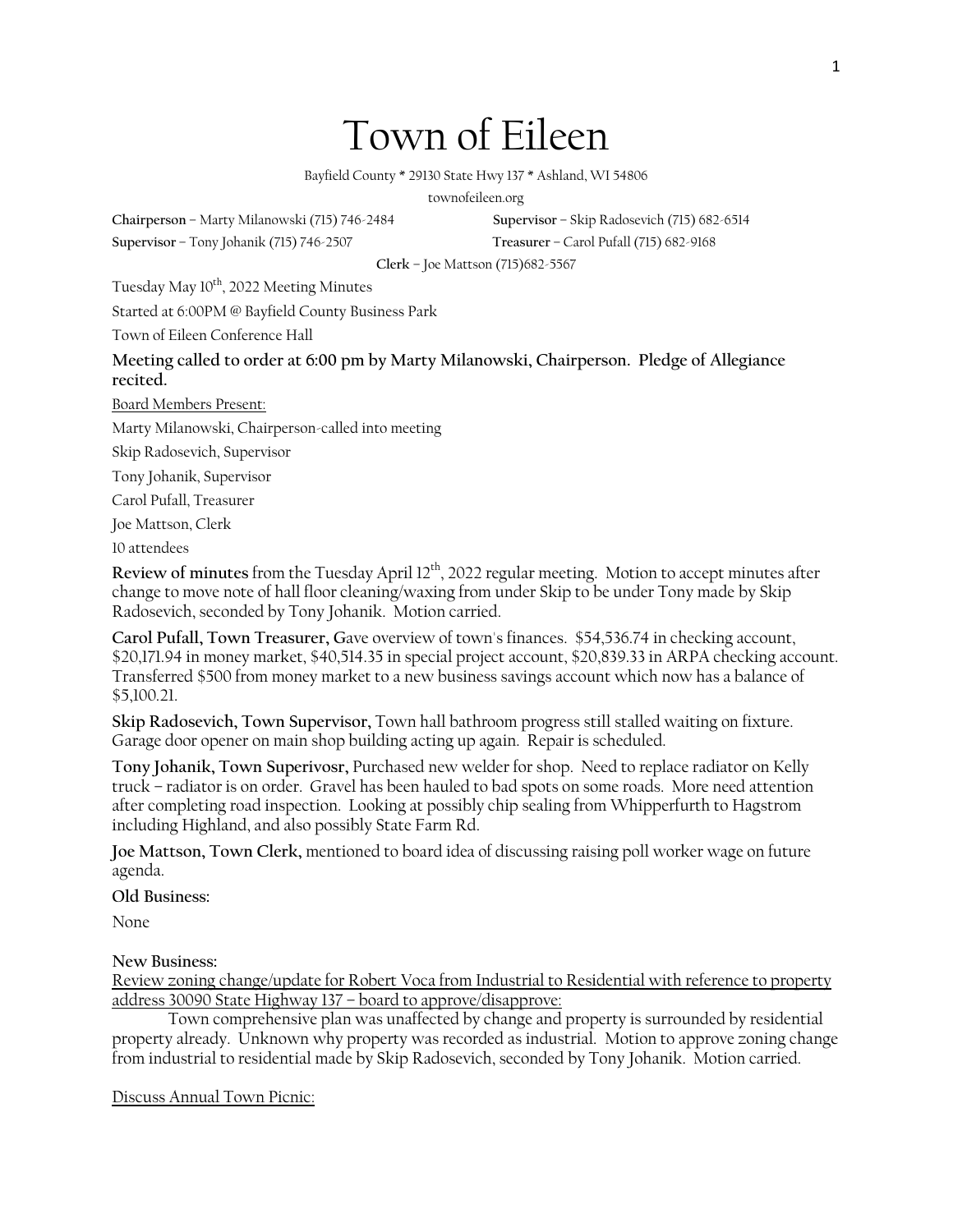# Town of Eileen

Bayfield County * 29130 State Hwy 137 * Ashland, WI 54806

townofeileen.org

**Chairperson** – Marty Milanowski (715) 746-2484

**Supervisor** – Skip Radosevich (715) 682-6514

**Supervisor** – Tony Johanik (715) 746-2507

**Treasurer** – Carol Pufall (715) 682-9168

**Clerk** – Joe Mattson (715)682-5567

Tuesday May 10th, 2022 Meeting Minutes

Started at 6:00PM @ Bayfield County Business Park

Town of Eileen Conference Hall

**Meeting called to order at 6:00 pm by Marty Milanowski, Chairperson. Pledge of Allegiance recited.**

Board Members Present:

Marty Milanowski, Chairperson-called into meeting

Skip Radosevich, Supervisor

Tony Johanik, Supervisor

Carol Pufall, Treasurer

Joe Mattson, Clerk

10 attendees

**Review of minutes** from the Tuesday April 12th, 2022 regular meeting. Motion to accept minutes after change to move note of hall floor cleaning/waxing from under Skip to be under Tony made by Skip Radosevich, seconded by Tony Johanik. Motion carried.

**Carol Pufall, Town Treasurer, G**ave overview of town's finances. $54,536.74 in checking account, $20,171.94 in money market, $40,514.35 in special project account, $20,839.33 in ARPA checking account. Transferred $500 from money market to a new business savings account which now has a balance of $5,100.21.

**Skip Radosevich, Town Supervisor,** Town hall bathroom progress still stalled waiting on fixture. Garage door opener on main shop building acting up again. Repair is scheduled.

**Tony Johanik, Town Superivosr,** Purchased new welder for shop. Need to replace radiator on Kelly truck – radiator is on order. Gravel has been hauled to bad spots on some roads. More need attention after completing road inspection. Looking at possibly chip sealing from Whipperfurth to Hagstrom including Highland, and also possibly State Farm Rd.

**Joe Mattson, Town Clerk,** mentioned to board idea of discussing raising poll worker wage on future agenda.

**Old Business:**

None

**New Business:**

Review zoning change/update for Robert Voca from Industrial to Residential with reference to property address 30090 State Highway 137 – board to approve/disapprove:

Town comprehensive plan was unaffected by change and property is surrounded by residential property already. Unknown why property was recorded as industrial. Motion to approve zoning change from industrial to residential made by Skip Radosevich, seconded by Tony Johanik. Motion carried.

Discuss Annual Town Picnic: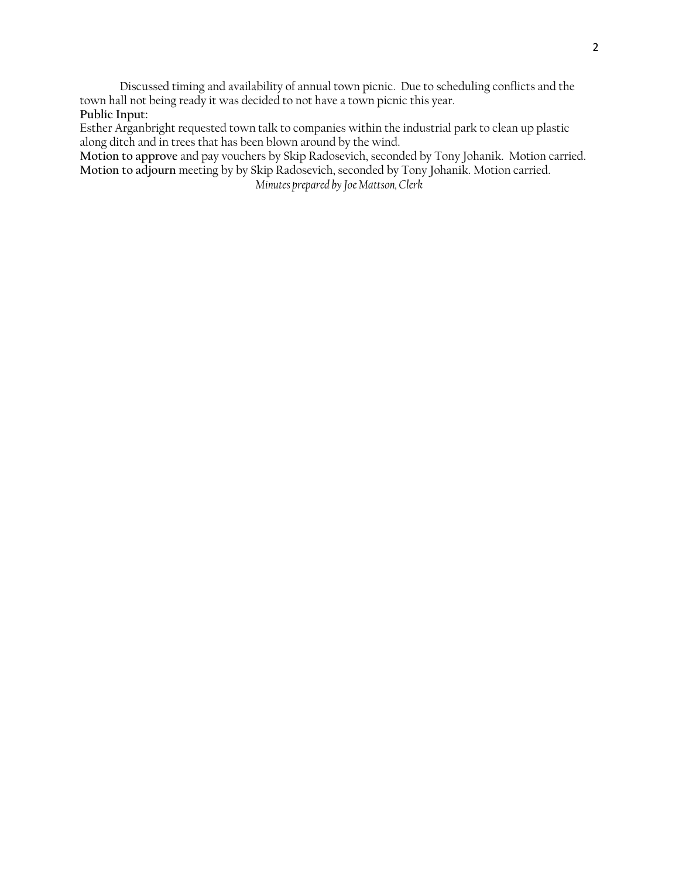Discussed timing and availability of annual town picnic. Due to scheduling conflicts and the town hall not being ready it was decided to not have a town picnic this year.

**Public Input:**

Esther Arganbright requested town talk to companies within the industrial park to clean up plastic along ditch and in trees that has been blown around by the wind.

**Motion to approve** and pay vouchers by Skip Radosevich, seconded by Tony Johanik. Motion carried.

**Motion to adjourn** meeting by by Skip Radosevich, seconded by Tony Johanik. Motion carried.

*Minutes prepared by Joe Mattson, Clerk*